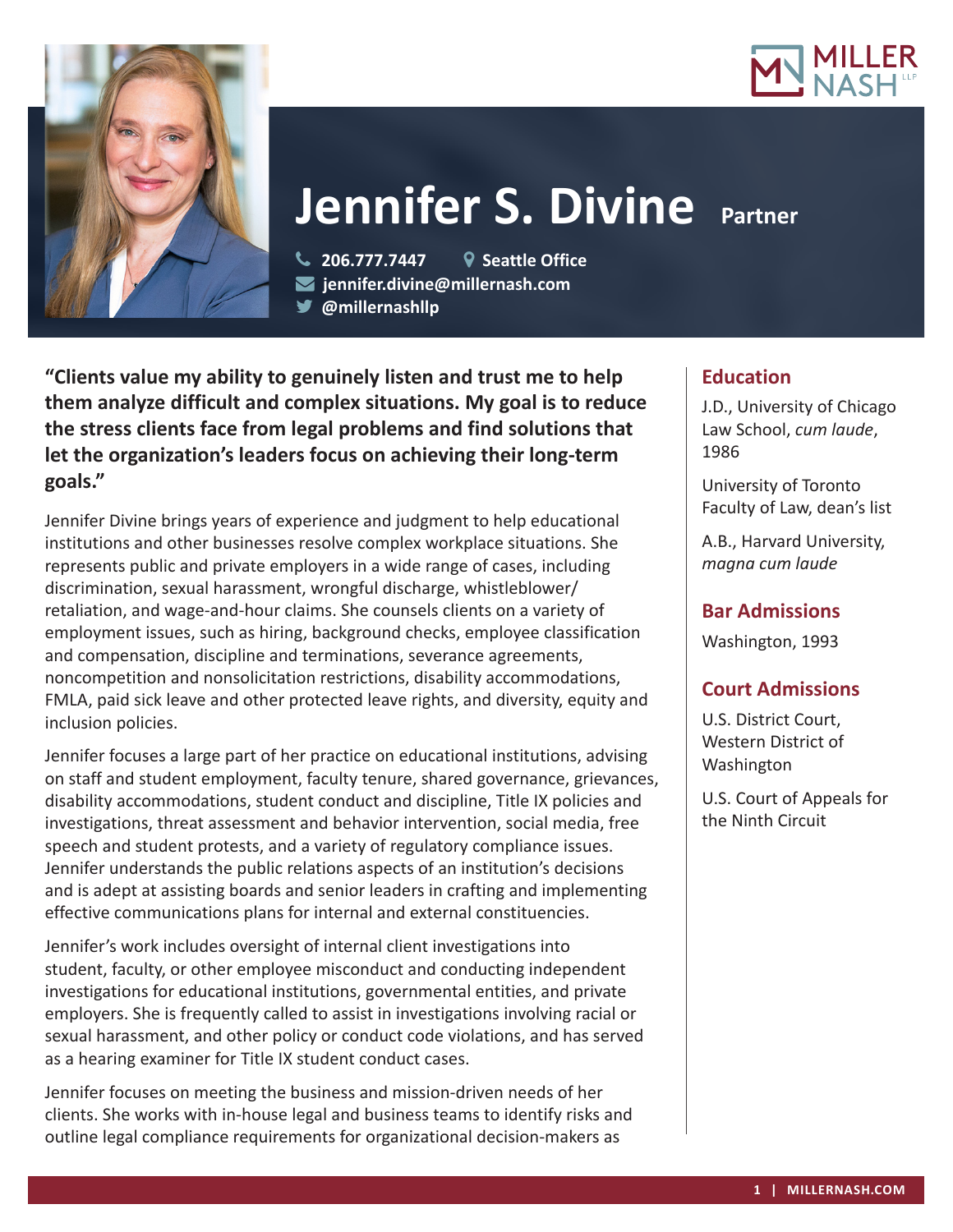# Jennifer S. Divine **Partner**

206.777.7447 | Seattle Office
jennifer.divine@millernash.com
@millernashllp

**"Clients value my ability to genuinely listen and trust me to help them analyze difficult and complex situations. My goal is to reduce the stress clients face from legal problems and find solutions that let the organization's leaders focus on achieving their long-term goals."**

Jennifer Divine brings years of experience and judgment to help educational institutions and other businesses resolve complex workplace situations. She represents public and private employers in a wide range of cases, including discrimination, sexual harassment, wrongful discharge, whistleblower/retaliation, and wage-and-hour claims. She counsels clients on a variety of employment issues, such as hiring, background checks, employee classification and compensation, discipline and terminations, severance agreements, noncompetition and nonsolicitation restrictions, disability accommodations, FMLA, paid sick leave and other protected leave rights, and diversity, equity and inclusion policies.

Jennifer focuses a large part of her practice on educational institutions, advising on staff and student employment, faculty tenure, shared governance, grievances, disability accommodations, student conduct and discipline, Title IX policies and investigations, threat assessment and behavior intervention, social media, free speech and student protests, and a variety of regulatory compliance issues. Jennifer understands the public relations aspects of an institution's decisions and is adept at assisting boards and senior leaders in crafting and implementing effective communications plans for internal and external constituencies.

Jennifer's work includes oversight of internal client investigations into student, faculty, or other employee misconduct and conducting independent investigations for educational institutions, governmental entities, and private employers. She is frequently called to assist in investigations involving racial or sexual harassment, and other policy or conduct code violations, and has served as a hearing examiner for Title IX student conduct cases.

Jennifer focuses on meeting the business and mission-driven needs of her clients. She works with in-house legal and business teams to identify risks and outline legal compliance requirements for organizational decision-makers as

## Education

J.D., University of Chicago Law School, *cum laude*, 1986

University of Toronto Faculty of Law, dean's list

A.B., Harvard University, *magna cum laude*

## Bar Admissions

Washington, 1993

## Court Admissions

U.S. District Court, Western District of Washington

U.S. Court of Appeals for the Ninth Circuit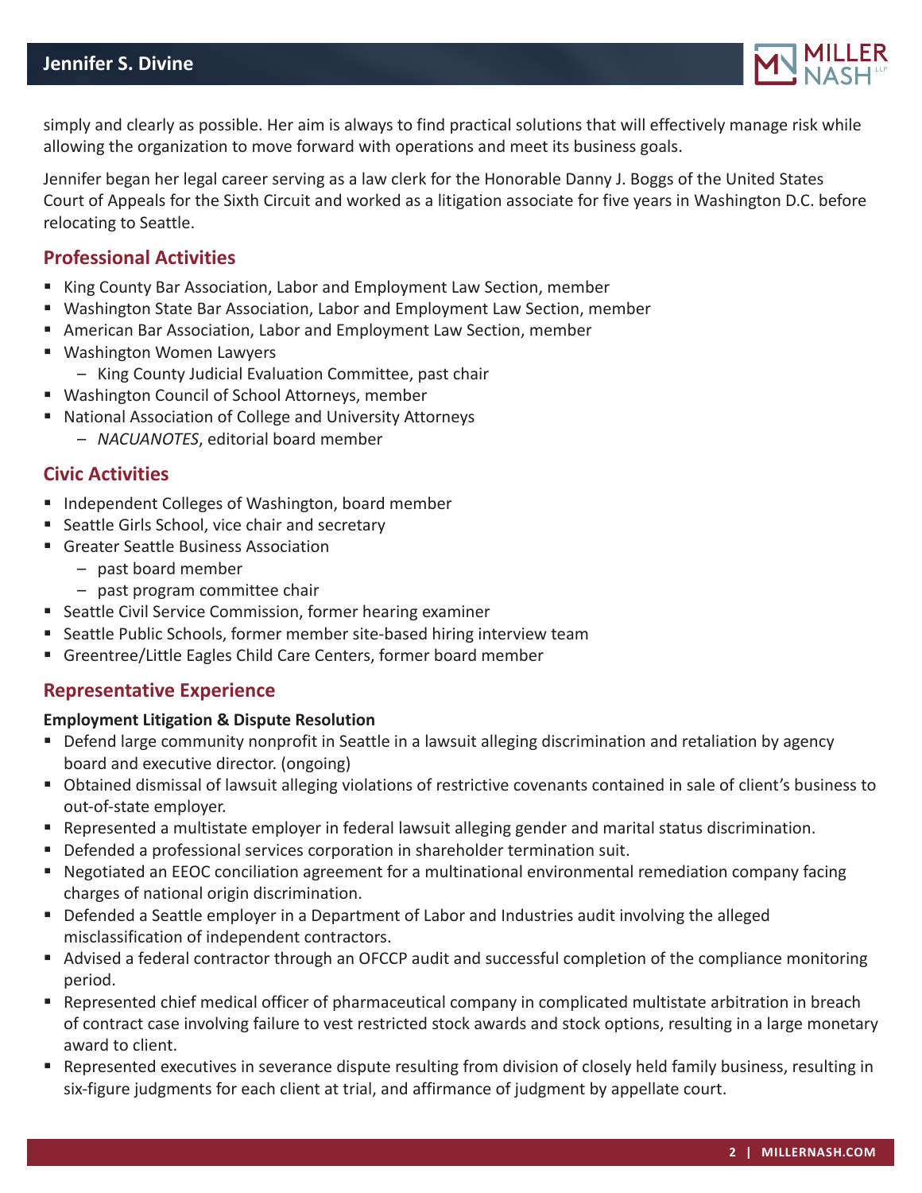simply and clearly as possible. Her aim is always to find practical solutions that will effectively manage risk while allowing the organization to move forward with operations and meet its business goals.

Jennifer began her legal career serving as a law clerk for the Honorable Danny J. Boggs of the United States Court of Appeals for the Sixth Circuit and worked as a litigation associate for five years in Washington D.C. before relocating to Seattle.

## Professional Activities

- King County Bar Association, Labor and Employment Law Section, member
- Washington State Bar Association, Labor and Employment Law Section, member
- American Bar Association, Labor and Employment Law Section, member
- Washington Women Lawyers
  - King County Judicial Evaluation Committee, past chair
- Washington Council of School Attorneys, member
- National Association of College and University Attorneys
  - *NACUANOTES*, editorial board member

## Civic Activities

- Independent Colleges of Washington, board member
- Seattle Girls School, vice chair and secretary
- Greater Seattle Business Association
  - past board member
  - past program committee chair
- Seattle Civil Service Commission, former hearing examiner
- Seattle Public Schools, former member site-based hiring interview team
- Greentree/Little Eagles Child Care Centers, former board member

## Representative Experience

**Employment Litigation & Dispute Resolution**

- Defend large community nonprofit in Seattle in a lawsuit alleging discrimination and retaliation by agency board and executive director. (ongoing)
- Obtained dismissal of lawsuit alleging violations of restrictive covenants contained in sale of client's business to out-of-state employer.
- Represented a multistate employer in federal lawsuit alleging gender and marital status discrimination.
- Defended a professional services corporation in shareholder termination suit.
- Negotiated an EEOC conciliation agreement for a multinational environmental remediation company facing charges of national origin discrimination.
- Defended a Seattle employer in a Department of Labor and Industries audit involving the alleged misclassification of independent contractors.
- Advised a federal contractor through an OFCCP audit and successful completion of the compliance monitoring period.
- Represented chief medical officer of pharmaceutical company in complicated multistate arbitration in breach of contract case involving failure to vest restricted stock awards and stock options, resulting in a large monetary award to client.
- Represented executives in severance dispute resulting from division of closely held family business, resulting in six-figure judgments for each client at trial, and affirmance of judgment by appellate court.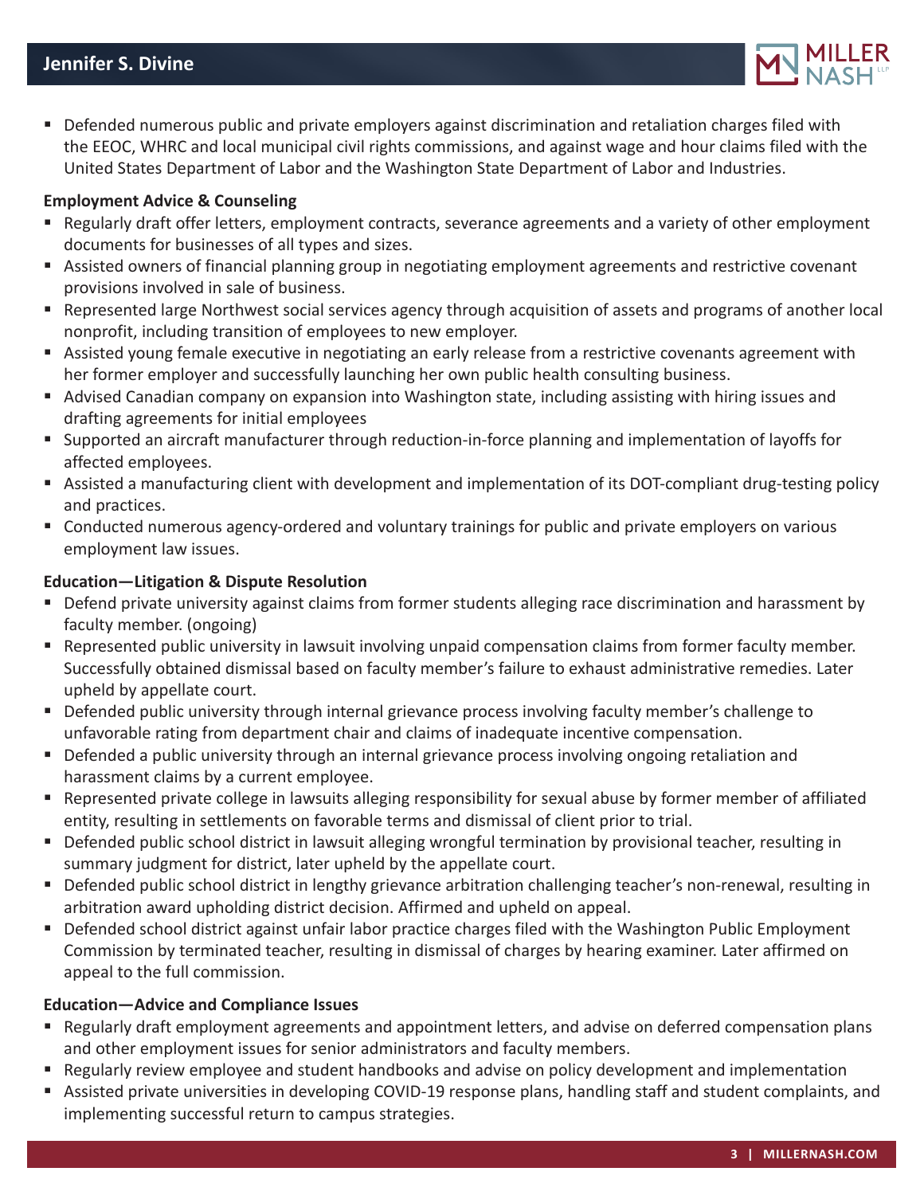- Defended numerous public and private employers against discrimination and retaliation charges filed with the EEOC, WHRC and local municipal civil rights commissions, and against wage and hour claims filed with the United States Department of Labor and the Washington State Department of Labor and Industries.

**Employment Advice & Counseling**

- Regularly draft offer letters, employment contracts, severance agreements and a variety of other employment documents for businesses of all types and sizes.
- Assisted owners of financial planning group in negotiating employment agreements and restrictive covenant provisions involved in sale of business.
- Represented large Northwest social services agency through acquisition of assets and programs of another local nonprofit, including transition of employees to new employer.
- Assisted young female executive in negotiating an early release from a restrictive covenants agreement with her former employer and successfully launching her own public health consulting business.
- Advised Canadian company on expansion into Washington state, including assisting with hiring issues and drafting agreements for initial employees
- Supported an aircraft manufacturer through reduction-in-force planning and implementation of layoffs for affected employees.
- Assisted a manufacturing client with development and implementation of its DOT-compliant drug-testing policy and practices.
- Conducted numerous agency-ordered and voluntary trainings for public and private employers on various employment law issues.

**Education—Litigation & Dispute Resolution**

- Defend private university against claims from former students alleging race discrimination and harassment by faculty member. (ongoing)
- Represented public university in lawsuit involving unpaid compensation claims from former faculty member. Successfully obtained dismissal based on faculty member's failure to exhaust administrative remedies. Later upheld by appellate court.
- Defended public university through internal grievance process involving faculty member's challenge to unfavorable rating from department chair and claims of inadequate incentive compensation.
- Defended a public university through an internal grievance process involving ongoing retaliation and harassment claims by a current employee.
- Represented private college in lawsuits alleging responsibility for sexual abuse by former member of affiliated entity, resulting in settlements on favorable terms and dismissal of client prior to trial.
- Defended public school district in lawsuit alleging wrongful termination by provisional teacher, resulting in summary judgment for district, later upheld by the appellate court.
- Defended public school district in lengthy grievance arbitration challenging teacher's non-renewal, resulting in arbitration award upholding district decision. Affirmed and upheld on appeal.
- Defended school district against unfair labor practice charges filed with the Washington Public Employment Commission by terminated teacher, resulting in dismissal of charges by hearing examiner. Later affirmed on appeal to the full commission.

**Education—Advice and Compliance Issues**

- Regularly draft employment agreements and appointment letters, and advise on deferred compensation plans and other employment issues for senior administrators and faculty members.
- Regularly review employee and student handbooks and advise on policy development and implementation
- Assisted private universities in developing COVID-19 response plans, handling staff and student complaints, and implementing successful return to campus strategies.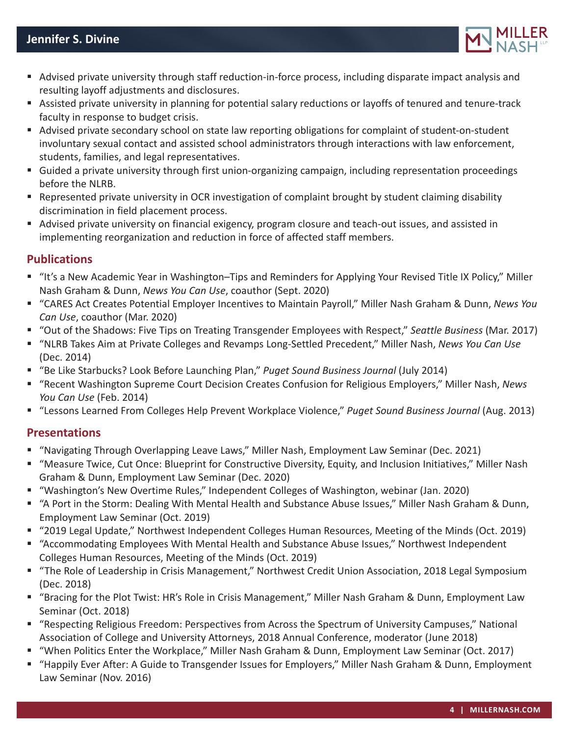- Advised private university through staff reduction-in-force process, including disparate impact analysis and resulting layoff adjustments and disclosures.
- Assisted private university in planning for potential salary reductions or layoffs of tenured and tenure-track faculty in response to budget crisis.
- Advised private secondary school on state law reporting obligations for complaint of student-on-student involuntary sexual contact and assisted school administrators through interactions with law enforcement, students, families, and legal representatives.
- Guided a private university through first union-organizing campaign, including representation proceedings before the NLRB.
- Represented private university in OCR investigation of complaint brought by student claiming disability discrimination in field placement process.
- Advised private university on financial exigency, program closure and teach-out issues, and assisted in implementing reorganization and reduction in force of affected staff members.

## Publications

- "It's a New Academic Year in Washington–Tips and Reminders for Applying Your Revised Title IX Policy," Miller Nash Graham & Dunn, *News You Can Use*, coauthor (Sept. 2020)
- "CARES Act Creates Potential Employer Incentives to Maintain Payroll," Miller Nash Graham & Dunn, *News You Can Use*, coauthor (Mar. 2020)
- "Out of the Shadows: Five Tips on Treating Transgender Employees with Respect," *Seattle Business* (Mar. 2017)
- "NLRB Takes Aim at Private Colleges and Revamps Long-Settled Precedent," Miller Nash, *News You Can Use* (Dec. 2014)
- "Be Like Starbucks? Look Before Launching Plan," *Puget Sound Business Journal* (July 2014)
- "Recent Washington Supreme Court Decision Creates Confusion for Religious Employers," Miller Nash, *News You Can Use* (Feb. 2014)
- "Lessons Learned From Colleges Help Prevent Workplace Violence," *Puget Sound Business Journal* (Aug. 2013)

## Presentations

- "Navigating Through Overlapping Leave Laws," Miller Nash, Employment Law Seminar (Dec. 2021)
- "Measure Twice, Cut Once: Blueprint for Constructive Diversity, Equity, and Inclusion Initiatives," Miller Nash Graham & Dunn, Employment Law Seminar (Dec. 2020)
- "Washington's New Overtime Rules," Independent Colleges of Washington, webinar (Jan. 2020)
- "A Port in the Storm: Dealing With Mental Health and Substance Abuse Issues," Miller Nash Graham & Dunn, Employment Law Seminar (Oct. 2019)
- "2019 Legal Update," Northwest Independent Colleges Human Resources, Meeting of the Minds (Oct. 2019)
- "Accommodating Employees With Mental Health and Substance Abuse Issues," Northwest Independent Colleges Human Resources, Meeting of the Minds (Oct. 2019)
- "The Role of Leadership in Crisis Management," Northwest Credit Union Association, 2018 Legal Symposium (Dec. 2018)
- "Bracing for the Plot Twist: HR's Role in Crisis Management," Miller Nash Graham & Dunn, Employment Law Seminar (Oct. 2018)
- "Respecting Religious Freedom: Perspectives from Across the Spectrum of University Campuses," National Association of College and University Attorneys, 2018 Annual Conference, moderator (June 2018)
- "When Politics Enter the Workplace," Miller Nash Graham & Dunn, Employment Law Seminar (Oct. 2017)
- "Happily Ever After: A Guide to Transgender Issues for Employers," Miller Nash Graham & Dunn, Employment Law Seminar (Nov. 2016)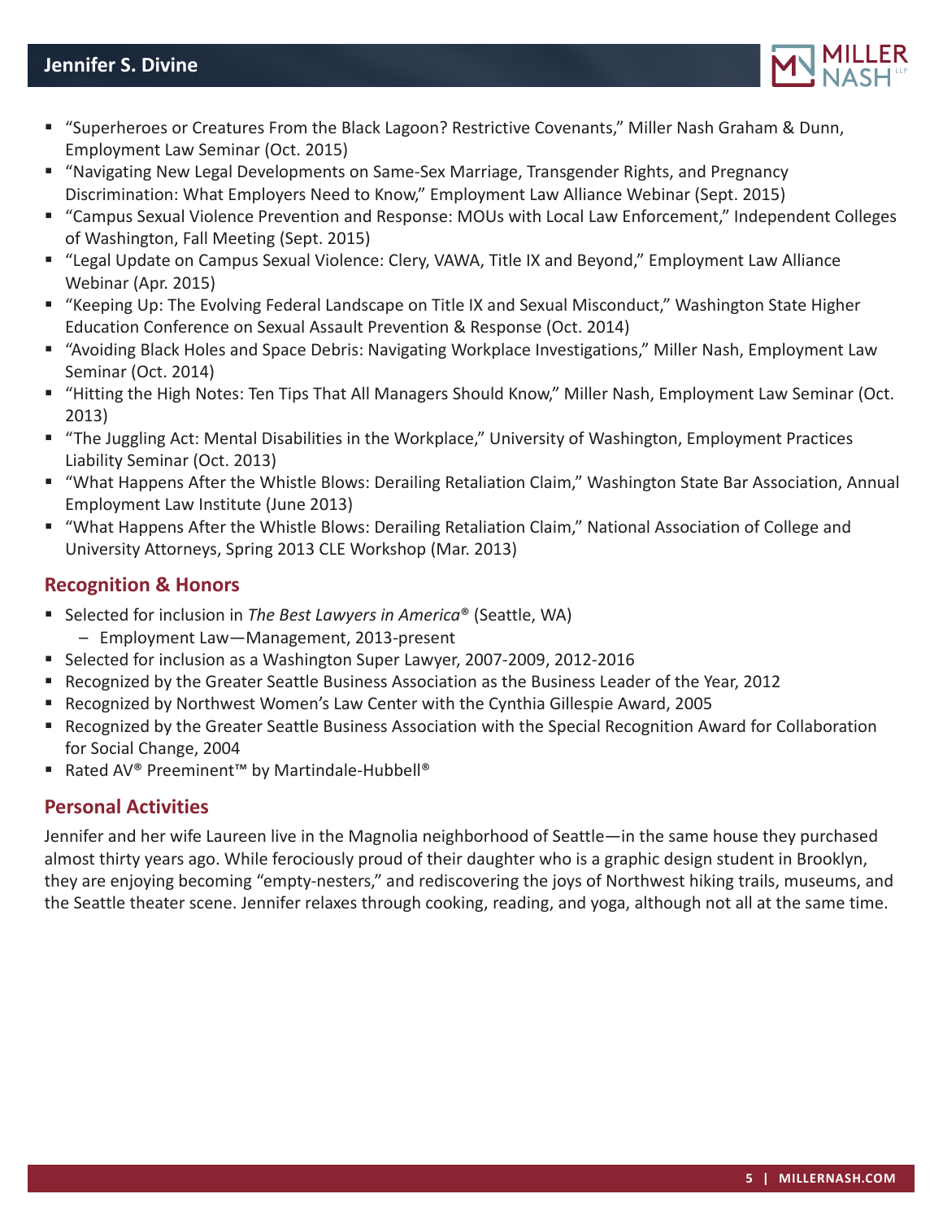- "Superheroes or Creatures From the Black Lagoon? Restrictive Covenants," Miller Nash Graham & Dunn, Employment Law Seminar (Oct. 2015)
- "Navigating New Legal Developments on Same-Sex Marriage, Transgender Rights, and Pregnancy Discrimination: What Employers Need to Know," Employment Law Alliance Webinar (Sept. 2015)
- "Campus Sexual Violence Prevention and Response: MOUs with Local Law Enforcement," Independent Colleges of Washington, Fall Meeting (Sept. 2015)
- "Legal Update on Campus Sexual Violence: Clery, VAWA, Title IX and Beyond," Employment Law Alliance Webinar (Apr. 2015)
- "Keeping Up: The Evolving Federal Landscape on Title IX and Sexual Misconduct," Washington State Higher Education Conference on Sexual Assault Prevention & Response (Oct. 2014)
- "Avoiding Black Holes and Space Debris: Navigating Workplace Investigations," Miller Nash, Employment Law Seminar (Oct. 2014)
- "Hitting the High Notes: Ten Tips That All Managers Should Know," Miller Nash, Employment Law Seminar (Oct. 2013)
- "The Juggling Act: Mental Disabilities in the Workplace," University of Washington, Employment Practices Liability Seminar (Oct. 2013)
- "What Happens After the Whistle Blows: Derailing Retaliation Claim," Washington State Bar Association, Annual Employment Law Institute (June 2013)
- "What Happens After the Whistle Blows: Derailing Retaliation Claim," National Association of College and University Attorneys, Spring 2013 CLE Workshop (Mar. 2013)

## Recognition & Honors

- Selected for inclusion in *The Best Lawyers in America*® (Seattle, WA)
  - Employment Law—Management, 2013-present
- Selected for inclusion as a Washington Super Lawyer, 2007-2009, 2012-2016
- Recognized by the Greater Seattle Business Association as the Business Leader of the Year, 2012
- Recognized by Northwest Women's Law Center with the Cynthia Gillespie Award, 2005
- Recognized by the Greater Seattle Business Association with the Special Recognition Award for Collaboration for Social Change, 2004
- Rated AV® Preeminent™ by Martindale-Hubbell®

## Personal Activities

Jennifer and her wife Laureen live in the Magnolia neighborhood of Seattle—in the same house they purchased almost thirty years ago. While ferociously proud of their daughter who is a graphic design student in Brooklyn, they are enjoying becoming "empty-nesters," and rediscovering the joys of Northwest hiking trails, museums, and the Seattle theater scene. Jennifer relaxes through cooking, reading, and yoga, although not all at the same time.